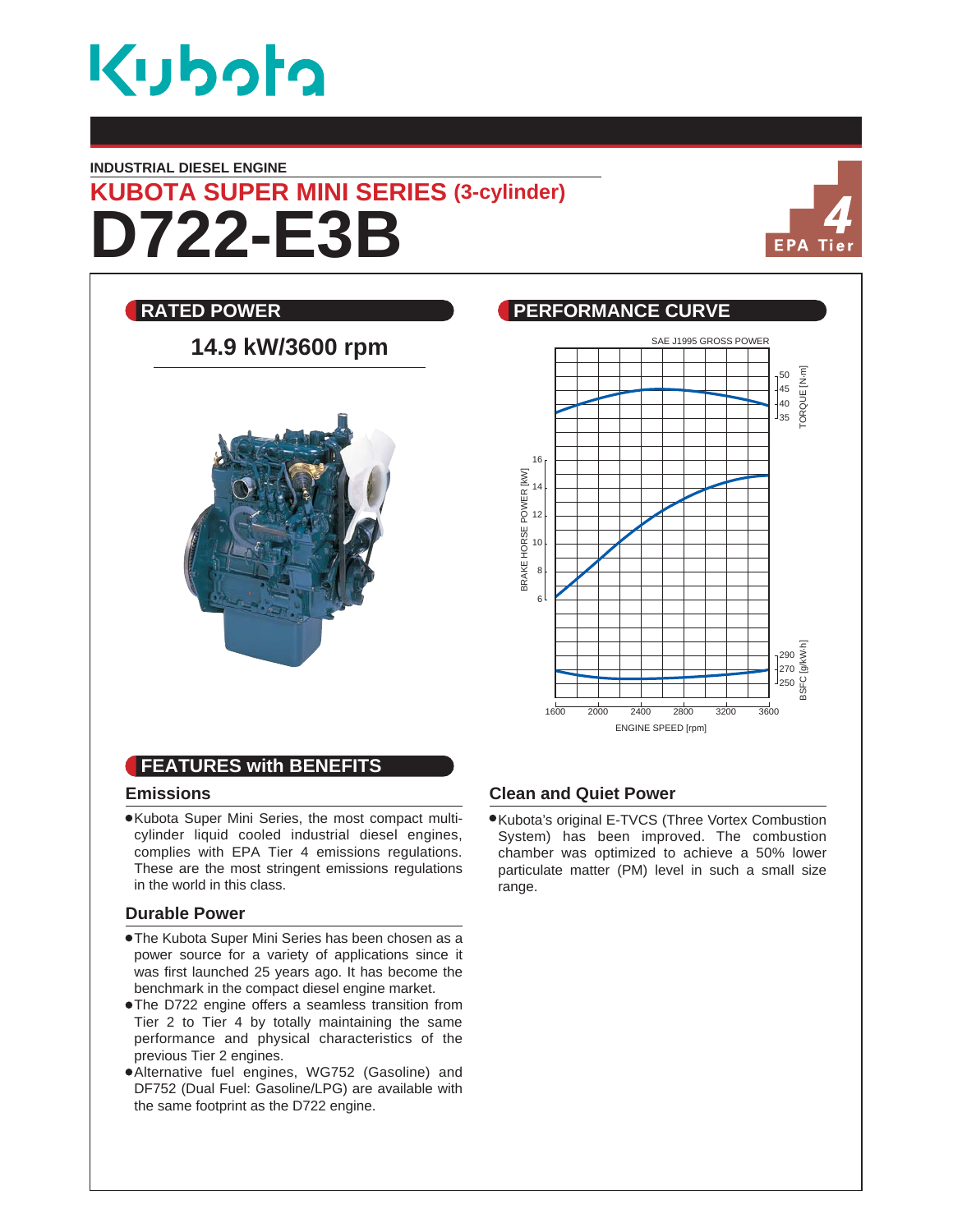Kubota

INDUSTRIAL DIESEL ENGINE

## KUBOTA SUPER MINI SERIES (3-cylinder)

# D722-E3B

EPA Tier 4

## RATED POWER

**14.9 kW/3600 rpm**

## PERFORMANCE CURVE

SAE J1995 GROSS POWER

TORQUE [N·m]: 35, 40, 45, 50

BRAKE HORSE POWER [kW]: 6, 8, 10, 12, 14, 16

BSFC [g/kW·h]: 250, 270, 290

ENGINE SPEED [rpm]: 1600, 2000, 2400, 2800, 3200, 3600

## FEATURES with BENEFITS

### Emissions

- Kubota Super Mini Series, the most compact multi-cylinder liquid cooled industrial diesel engines, complies with EPA Tier 4 emissions regulations. These are the most stringent emissions regulations in the world in this class.

### Durable Power

- The Kubota Super Mini Series has been chosen as a power source for a variety of applications since it was first launched 25 years ago. It has become the benchmark in the compact diesel engine market.
- The D722 engine offers a seamless transition from Tier 2 to Tier 4 by totally maintaining the same performance and physical characteristics of the previous Tier 2 engines.
- Alternative fuel engines, WG752 (Gasoline) and DF752 (Dual Fuel: Gasoline/LPG) are available with the same footprint as the D722 engine.

### Clean and Quiet Power

- Kubota's original E-TVCS (Three Vortex Combustion System) has been improved. The combustion chamber was optimized to achieve a 50% lower particulate matter (PM) level in such a small size range.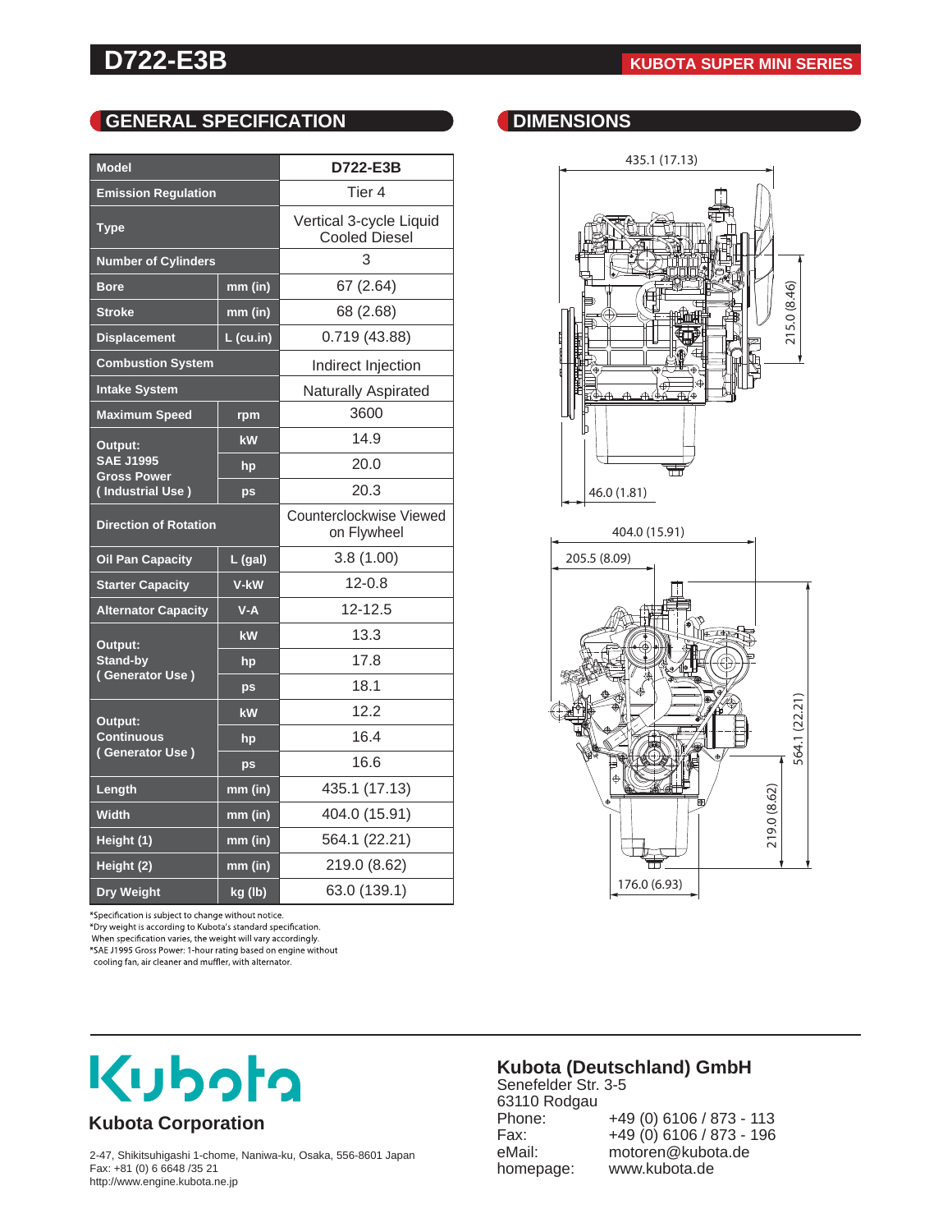# D722-E3B

KUBOTA SUPER MINI SERIES

## GENERAL SPECIFICATION

| | | |
|---|---|---|
| **Model** | | D722-E3B |
| **Emission Regulation** | | Tier 4 |
| **Type** | | Vertical 3-cycle Liquid Cooled Diesel |
| **Number of Cylinders** | | 3 |
| **Bore** | mm (in) | 67 (2.64) |
| **Stroke** | mm (in) | 68 (2.68) |
| **Displacement** | L (cu.in) | 0.719 (43.88) |
| **Combustion System** | | Indirect Injection |
| **Intake System** | | Naturally Aspirated |
| **Maximum Speed** | rpm | 3600 |
| **Output: SAE J1995 Gross Power ( Industrial Use )** | kW | 14.9 |
| | hp | 20.0 |
| | ps | 20.3 |
| **Direction of Rotation** | | Counterclockwise Viewed on Flywheel |
| **Oil Pan Capacity** | L (gal) | 3.8 (1.00) |
| **Starter Capacity** | V-kW | 12-0.8 |
| **Alternator Capacity** | V-A | 12-12.5 |
| **Output: Stand-by ( Generator Use )** | kW | 13.3 |
| | hp | 17.8 |
| | ps | 18.1 |
| **Output: Continuous ( Generator Use )** | kW | 12.2 |
| | hp | 16.4 |
| | ps | 16.6 |
| **Length** | mm (in) | 435.1 (17.13) |
| **Width** | mm (in) | 404.0 (15.91) |
| **Height (1)** | mm (in) | 564.1 (22.21) |
| **Height (2)** | mm (in) | 219.0 (8.62) |
| **Dry Weight** | kg (lb) | 63.0 (139.1) |

*Specification is subject to change without notice.
*Dry weight is according to Kubota's standard specification.
When specification varies, the weight will vary accordingly.
*SAE J1995 Gross Power: 1-hour rating based on engine without cooling fan, air cleaner and muffler, with alternator.

## DIMENSIONS

435.1 (17.13)
215.0 (8.46)
46.0 (1.81)

404.0 (15.91)
205.5 (8.09)
564.1 (22.21)
219.0 (8.62)
176.0 (6.93)

Kubota

**Kubota Corporation**

2-47, Shikitsuhigashi 1-chome, Naniwa-ku, Osaka, 556-8601 Japan
Fax: +81 (0) 6 6648 /35 21
http://www.engine.kubota.ne.jp

**Kubota (Deutschland) GmbH**
Senefelder Str. 3-5
63110 Rodgau
Phone: +49 (0) 6106 / 873 - 113
Fax: +49 (0) 6106 / 873 - 196
eMail: motoren@kubota.de
homepage: www.kubota.de